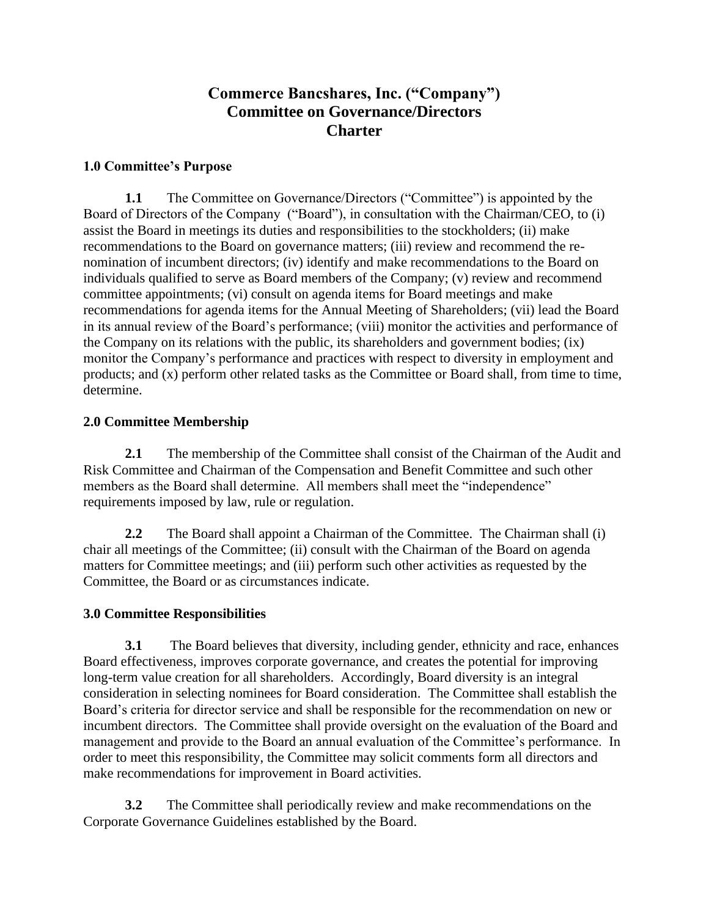# Commerce Bancshares, Inc. ("Company")
# Committee on Governance/Directors
# Charter

## 1.0 Committee's Purpose

**1.1** The Committee on Governance/Directors ("Committee") is appointed by the Board of Directors of the Company ("Board"), in consultation with the Chairman/CEO, to (i) assist the Board in meetings its duties and responsibilities to the stockholders; (ii) make recommendations to the Board on governance matters; (iii) review and recommend the re-nomination of incumbent directors; (iv) identify and make recommendations to the Board on individuals qualified to serve as Board members of the Company; (v) review and recommend committee appointments; (vi) consult on agenda items for Board meetings and make recommendations for agenda items for the Annual Meeting of Shareholders; (vii) lead the Board in its annual review of the Board's performance; (viii) monitor the activities and performance of the Company on its relations with the public, its shareholders and government bodies; (ix) monitor the Company's performance and practices with respect to diversity in employment and products; and (x) perform other related tasks as the Committee or Board shall, from time to time, determine.

## 2.0 Committee Membership

**2.1** The membership of the Committee shall consist of the Chairman of the Audit and Risk Committee and Chairman of the Compensation and Benefit Committee and such other members as the Board shall determine. All members shall meet the "independence" requirements imposed by law, rule or regulation.

**2.2** The Board shall appoint a Chairman of the Committee. The Chairman shall (i) chair all meetings of the Committee; (ii) consult with the Chairman of the Board on agenda matters for Committee meetings; and (iii) perform such other activities as requested by the Committee, the Board or as circumstances indicate.

## 3.0 Committee Responsibilities

**3.1** The Board believes that diversity, including gender, ethnicity and race, enhances Board effectiveness, improves corporate governance, and creates the potential for improving long-term value creation for all shareholders. Accordingly, Board diversity is an integral consideration in selecting nominees for Board consideration. The Committee shall establish the Board's criteria for director service and shall be responsible for the recommendation on new or incumbent directors. The Committee shall provide oversight on the evaluation of the Board and management and provide to the Board an annual evaluation of the Committee's performance. In order to meet this responsibility, the Committee may solicit comments form all directors and make recommendations for improvement in Board activities.

**3.2** The Committee shall periodically review and make recommendations on the Corporate Governance Guidelines established by the Board.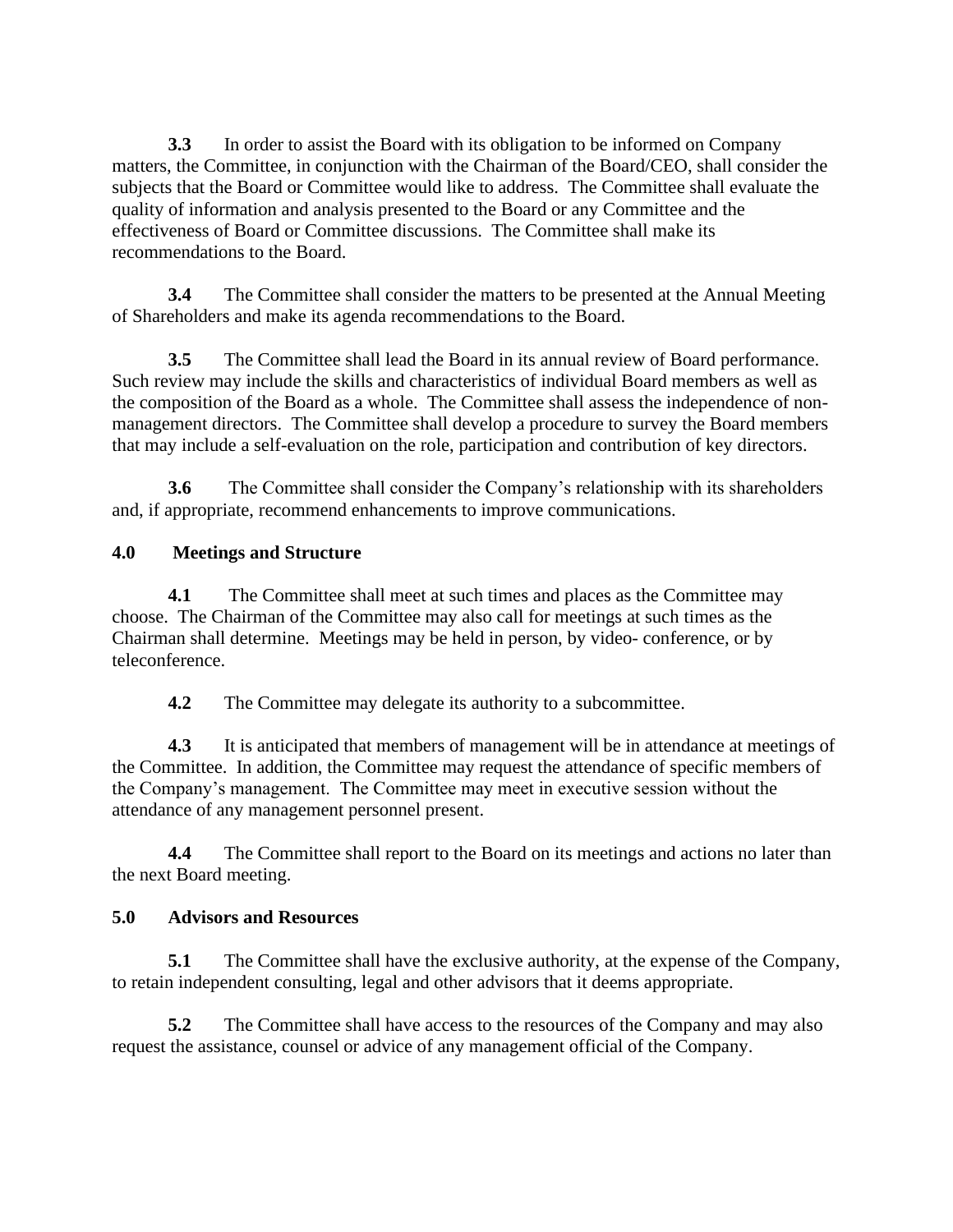**3.3** In order to assist the Board with its obligation to be informed on Company matters, the Committee, in conjunction with the Chairman of the Board/CEO, shall consider the subjects that the Board or Committee would like to address. The Committee shall evaluate the quality of information and analysis presented to the Board or any Committee and the effectiveness of Board or Committee discussions. The Committee shall make its recommendations to the Board.

**3.4** The Committee shall consider the matters to be presented at the Annual Meeting of Shareholders and make its agenda recommendations to the Board.

**3.5** The Committee shall lead the Board in its annual review of Board performance. Such review may include the skills and characteristics of individual Board members as well as the composition of the Board as a whole. The Committee shall assess the independence of non-management directors. The Committee shall develop a procedure to survey the Board members that may include a self-evaluation on the role, participation and contribution of key directors.

**3.6** The Committee shall consider the Company's relationship with its shareholders and, if appropriate, recommend enhancements to improve communications.

## 4.0 Meetings and Structure

**4.1** The Committee shall meet at such times and places as the Committee may choose. The Chairman of the Committee may also call for meetings at such times as the Chairman shall determine. Meetings may be held in person, by video- conference, or by teleconference.

**4.2** The Committee may delegate its authority to a subcommittee.

**4.3** It is anticipated that members of management will be in attendance at meetings of the Committee. In addition, the Committee may request the attendance of specific members of the Company's management. The Committee may meet in executive session without the attendance of any management personnel present.

**4.4** The Committee shall report to the Board on its meetings and actions no later than the next Board meeting.

## 5.0 Advisors and Resources

**5.1** The Committee shall have the exclusive authority, at the expense of the Company, to retain independent consulting, legal and other advisors that it deems appropriate.

**5.2** The Committee shall have access to the resources of the Company and may also request the assistance, counsel or advice of any management official of the Company.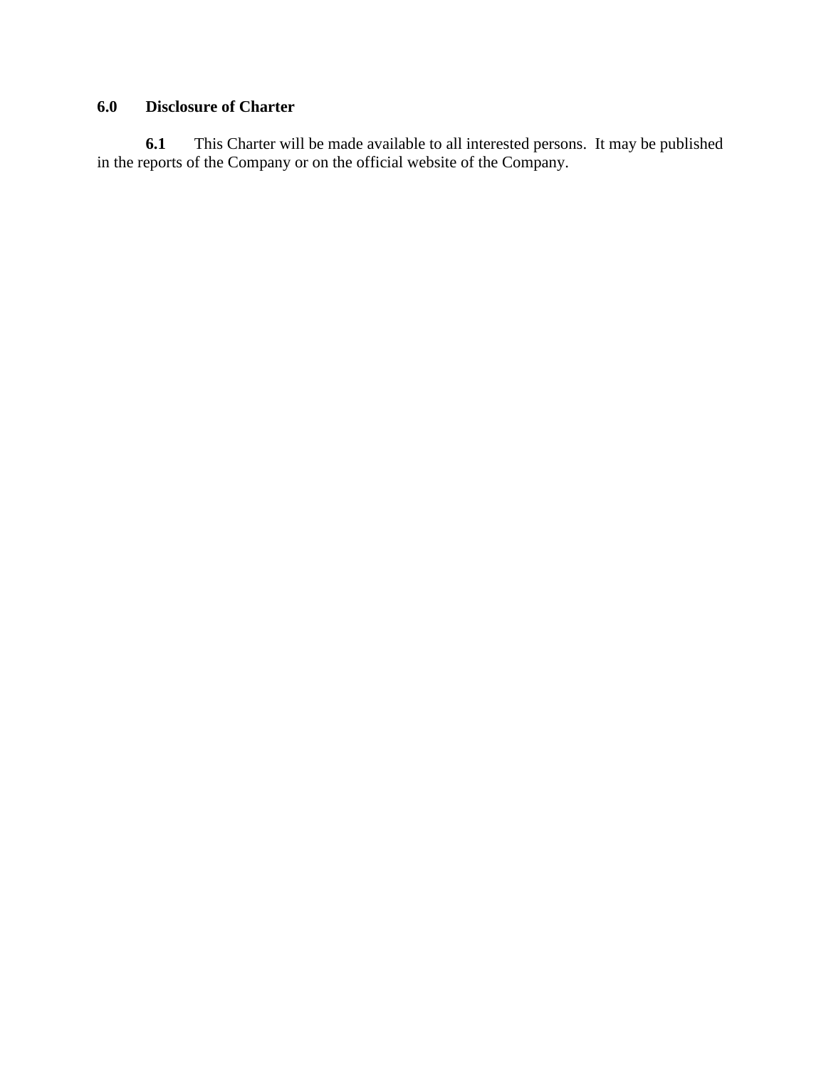## 6.0 Disclosure of Charter

**6.1** This Charter will be made available to all interested persons. It may be published in the reports of the Company or on the official website of the Company.